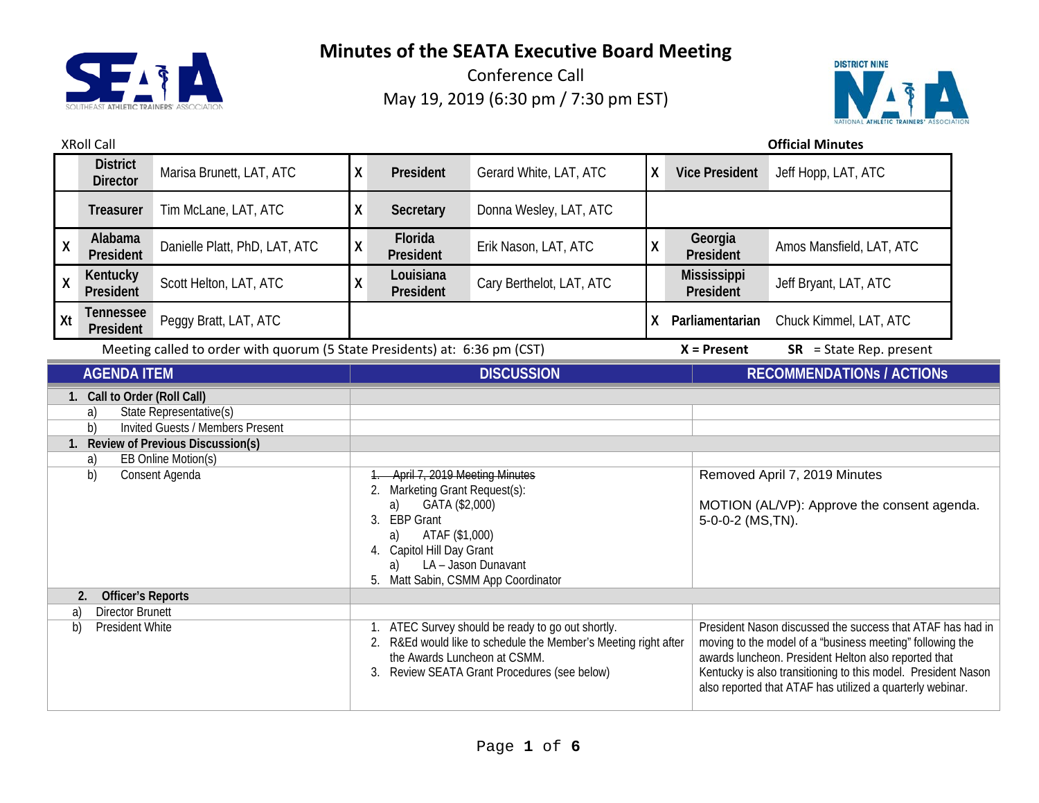# Minutes of the SEATA Executive Board Meeting

Conference Call

May 19, 2019 (6:30 pm / 7:30 pm EST)

XRoll Call **Official Minutes**

| | | | | | | | | |
|---|---|---|---|---|---|---|---|---|
| | **District Director** | Marisa Brunett, LAT, ATC | X | **President** | Gerard White, LAT, ATC | X | **Vice President** | Jeff Hopp, LAT, ATC |
| | **Treasurer** | Tim McLane, LAT, ATC | X | **Secretary** | Donna Wesley, LAT, ATC | | | |
| X | **Alabama President** | Danielle Platt, PhD, LAT, ATC | X | **Florida President** | Erik Nason, LAT, ATC | X | **Georgia President** | Amos Mansfield, LAT, ATC |
| X | **Kentucky President** | Scott Helton, LAT, ATC | X | **Louisiana President** | Cary Berthelot, LAT, ATC | | **Mississippi President** | Jeff Bryant, LAT, ATC |
| Xt | **Tennessee President** | Peggy Bratt, LAT, ATC | | | | X | **Parliamentarian** | Chuck Kimmel, LAT, ATC |

Meeting called to order with quorum (5 State Presidents) at: 6:36 pm (CST) **X = Present** **SR** = State Rep. present

| AGENDA ITEM | DISCUSSION | RECOMMENDATIONS / ACTIONs |
|---|---|---|
| **1. Call to Order (Roll Call)** | | |
| a) State Representative(s) | | |
| b) Invited Guests / Members Present | | |
| **1. Review of Previous Discussion(s)** | | |
| a) EB Online Motion(s) | | |
| b) Consent Agenda | 1. ~~April 7, 2019 Meeting Minutes~~<br>2. Marketing Grant Request(s):<br>a) GATA ($2,000)<br>3. EBP Grant<br>a) ATAF ($1,000)<br>4. Capitol Hill Day Grant<br>a) LA – Jason Dunavant<br>5. Matt Sabin, CSMM App Coordinator | Removed April 7, 2019 Minutes<br><br>MOTION (AL/VP): Approve the consent agenda. 5-0-0-2 (MS,TN). |
| **2. Officer's Reports** | | |
| a) Director Brunett | | |
| b) President White | 1. ATEC Survey should be ready to go out shortly.<br>2. R&Ed would like to schedule the Member's Meeting right after the Awards Luncheon at CSMM.<br>3. Review SEATA Grant Procedures (see below) | President Nason discussed the success that ATAF has had in moving to the model of a "business meeting" following the awards luncheon. President Helton also reported that Kentucky is also transitioning to this model. President Nason also reported that ATAF has utilized a quarterly webinar. |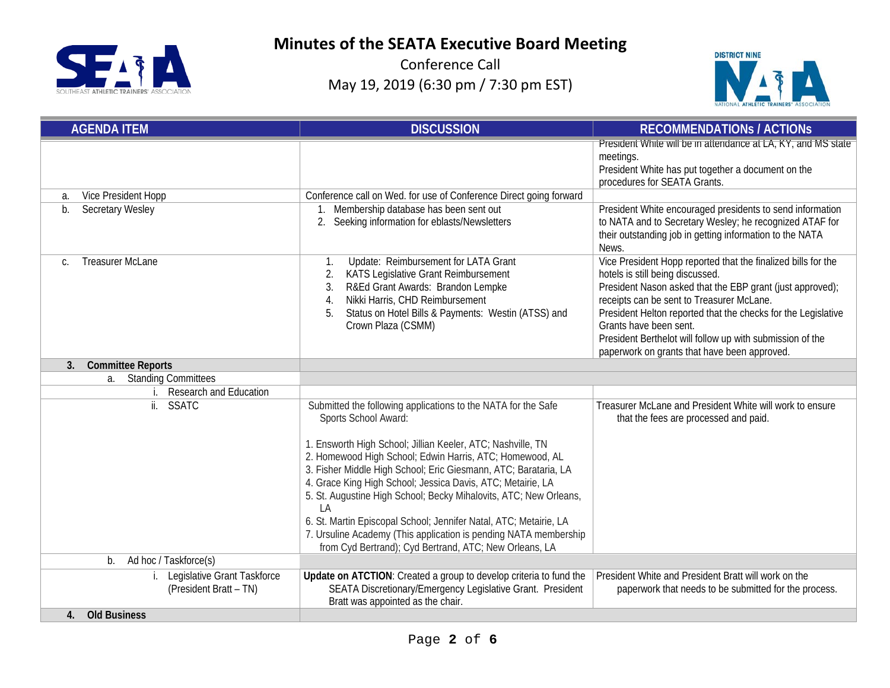# Minutes of the SEATA Executive Board Meeting

Conference Call

May 19, 2019 (6:30 pm / 7:30 pm EST)

| AGENDA ITEM | DISCUSSION | RECOMMENDATIONs / ACTIONs |
|---|---|---|
| | | President White will be in attendance at LA, KY, and MS state meetings.<br>President White has put together a document on the procedures for SEATA Grants. |
| a. Vice President Hopp | Conference call on Wed. for use of Conference Direct going forward | |
| b. Secretary Wesley | 1. Membership database has been sent out<br>2. Seeking information for eblasts/Newsletters | President White encouraged presidents to send information to NATA and to Secretary Wesley; he recognized ATAF for their outstanding job in getting information to the NATA News. |
| c. Treasurer McLane | 1. Update: Reimbursement for LATA Grant<br>2. KATS Legislative Grant Reimbursement<br>3. R&Ed Grant Awards: Brandon Lempke<br>4. Nikki Harris, CHD Reimbursement<br>5. Status on Hotel Bills & Payments: Westin (ATSS) and Crown Plaza (CSMM) | Vice President Hopp reported that the finalized bills for the hotels is still being discussed.<br>President Nason asked that the EBP grant (just approved); receipts can be sent to Treasurer McLane.<br>President Helton reported that the checks for the Legislative Grants have been sent.<br>President Berthelot will follow up with submission of the paperwork on grants that have been approved. |
| **3. Committee Reports** | | |
| a. Standing Committees | | |
| i. Research and Education | | |
| ii. SSATC | Submitted the following applications to the NATA for the Safe Sports School Award:<br><br>1. Ensworth High School; Jillian Keeler, ATC; Nashville, TN<br>2. Homewood High School; Edwin Harris, ATC; Homewood, AL<br>3. Fisher Middle High School; Eric Giesmann, ATC; Barataria, LA<br>4. Grace King High School; Jessica Davis, ATC; Metairie, LA<br>5. St. Augustine High School; Becky Mihalovits, ATC; New Orleans, LA<br>6. St. Martin Episcopal School; Jennifer Natal, ATC; Metairie, LA<br>7. Ursuline Academy (This application is pending NATA membership from Cyd Bertrand); Cyd Bertrand, ATC; New Orleans, LA | Treasurer McLane and President White will work to ensure that the fees are processed and paid. |
| b. Ad hoc / Taskforce(s) | | |
| i. Legislative Grant Taskforce (President Bratt – TN) | **Update on ATCTION**: Created a group to develop criteria to fund the SEATA Discretionary/Emergency Legislative Grant. President Bratt was appointed as the chair. | President White and President Bratt will work on the paperwork that needs to be submitted for the process. |
| **4. Old Business** | | |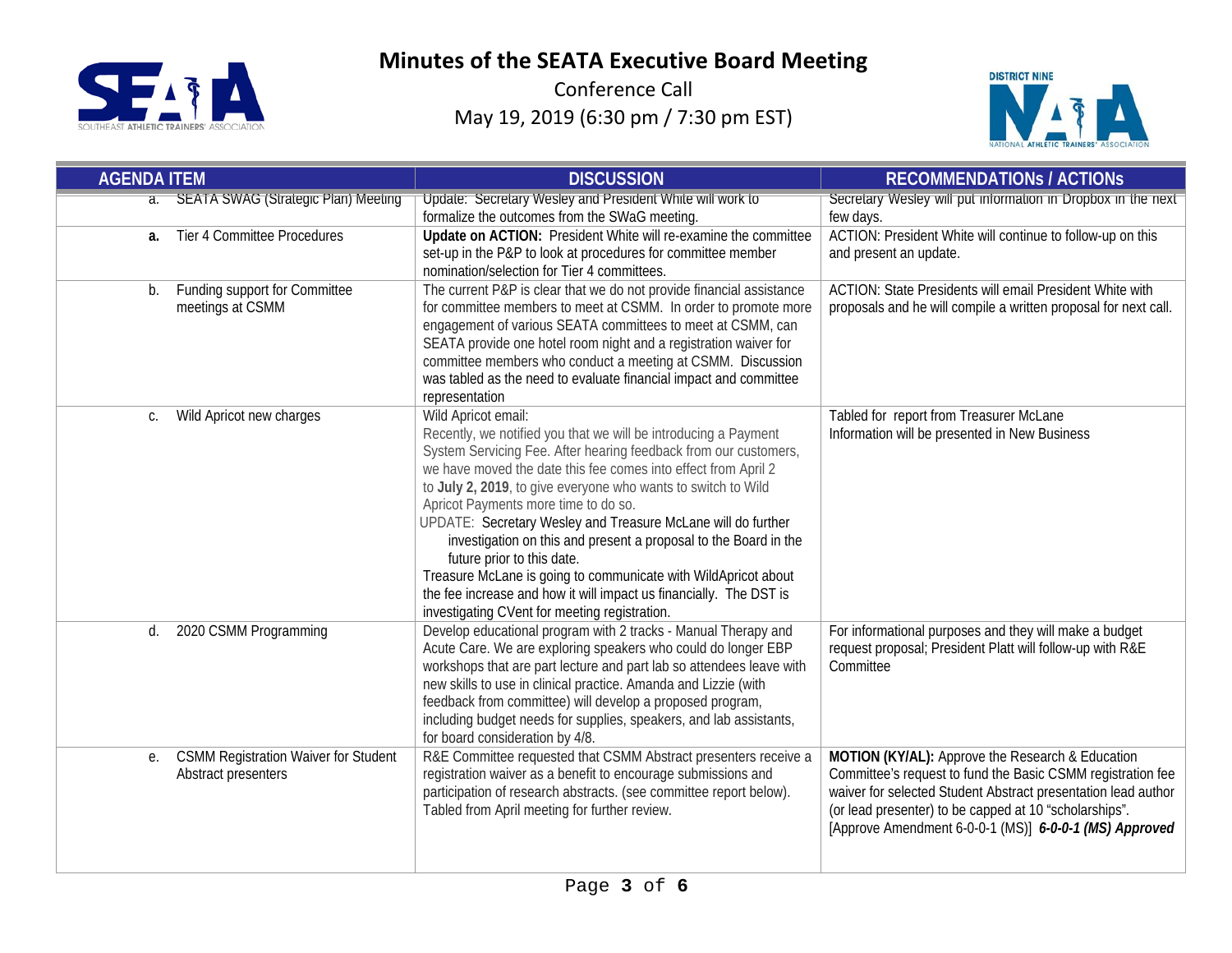# Minutes of the SEATA Executive Board Meeting

Conference Call

May 19, 2019 (6:30 pm / 7:30 pm EST)

| AGENDA ITEM | DISCUSSION | RECOMMENDATIONs / ACTIONs |
|---|---|---|
| a. SEATA SWAG (Strategic Plan) Meeting | Update: Secretary Wesley and President White will work to formalize the outcomes from the SWaG meeting. | Secretary Wesley will put information in Dropbox in the next few days. |
| **a.** Tier 4 Committee Procedures | **Update on ACTION:** President White will re-examine the committee set-up in the P&P to look at procedures for committee member nomination/selection for Tier 4 committees. | ACTION: President White will continue to follow-up on this and present an update. |
| b. Funding support for Committee meetings at CSMM | The current P&P is clear that we do not provide financial assistance for committee members to meet at CSMM. In order to promote more engagement of various SEATA committees to meet at CSMM, can SEATA provide one hotel room night and a registration waiver for committee members who conduct a meeting at CSMM. Discussion was tabled as the need to evaluate financial impact and committee representation | ACTION: State Presidents will email President White with proposals and he will compile a written proposal for next call. |
| c. Wild Apricot new charges | Wild Apricot email:<br>Recently, we notified you that we will be introducing a Payment System Servicing Fee. After hearing feedback from our customers, we have moved the date this fee comes into effect from April 2 to **July 2, 2019**, to give everyone who wants to switch to Wild Apricot Payments more time to do so.<br>UPDATE: Secretary Wesley and Treasure McLane will do further investigation on this and present a proposal to the Board in the future prior to this date.<br>Treasure McLane is going to communicate with WildApricot about the fee increase and how it will impact us financially. The DST is investigating CVent for meeting registration. | Tabled for report from Treasurer McLane<br>Information will be presented in New Business |
| d. 2020 CSMM Programming | Develop educational program with 2 tracks - Manual Therapy and Acute Care. We are exploring speakers who could do longer EBP workshops that are part lecture and part lab so attendees leave with new skills to use in clinical practice. Amanda and Lizzie (with feedback from committee) will develop a proposed program, including budget needs for supplies, speakers, and lab assistants, for board consideration by 4/8. | For informational purposes and they will make a budget request proposal; President Platt will follow-up with R&E Committee |
| e. CSMM Registration Waiver for Student Abstract presenters | R&E Committee requested that CSMM Abstract presenters receive a registration waiver as a benefit to encourage submissions and participation of research abstracts. (see committee report below). Tabled from April meeting for further review. | **MOTION (KY/AL):** Approve the Research & Education Committee's request to fund the Basic CSMM registration fee waiver for selected Student Abstract presentation lead author (or lead presenter) to be capped at 10 "scholarships". [Approve Amendment 6-0-0-1 (MS)] ***6-0-0-1 (MS) Approved*** |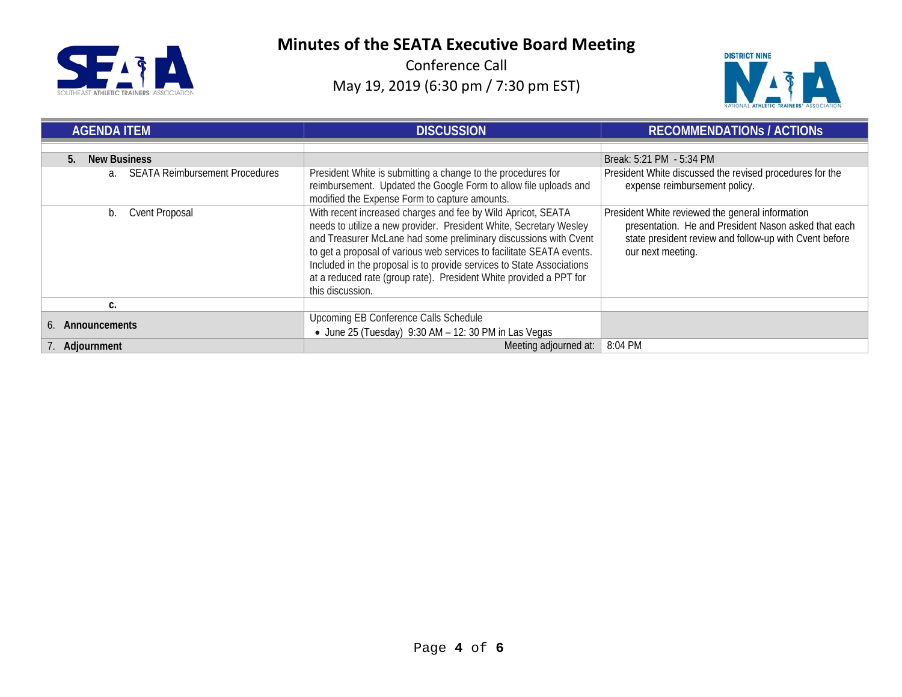# Minutes of the SEATA Executive Board Meeting

Conference Call

May 19, 2019 (6:30 pm / 7:30 pm EST)

| AGENDA ITEM | DISCUSSION | RECOMMENDATIONs / ACTIONs |
|---|---|---|
| | | |
| **5. New Business** | | Break: 5:21 PM - 5:34 PM |
| a. SEATA Reimbursement Procedures | President White is submitting a change to the procedures for reimbursement. Updated the Google Form to allow file uploads and modified the Expense Form to capture amounts. | President White discussed the revised procedures for the expense reimbursement policy. |
| b. Cvent Proposal | With recent increased charges and fee by Wild Apricot, SEATA needs to utilize a new provider. President White, Secretary Wesley and Treasurer McLane had some preliminary discussions with Cvent to get a proposal of various web services to facilitate SEATA events. Included in the proposal is to provide services to State Associations at a reduced rate (group rate). President White provided a PPT for this discussion. | President White reviewed the general information presentation. He and President Nason asked that each state president review and follow-up with Cvent before our next meeting. |
| **c.** | | |
| 6. **Announcements** | Upcoming EB Conference Calls Schedule<br>• June 25 (Tuesday) 9:30 AM – 12: 30 PM in Las Vegas | |
| 7. **Adjournment** | Meeting adjourned at: | 8:04 PM |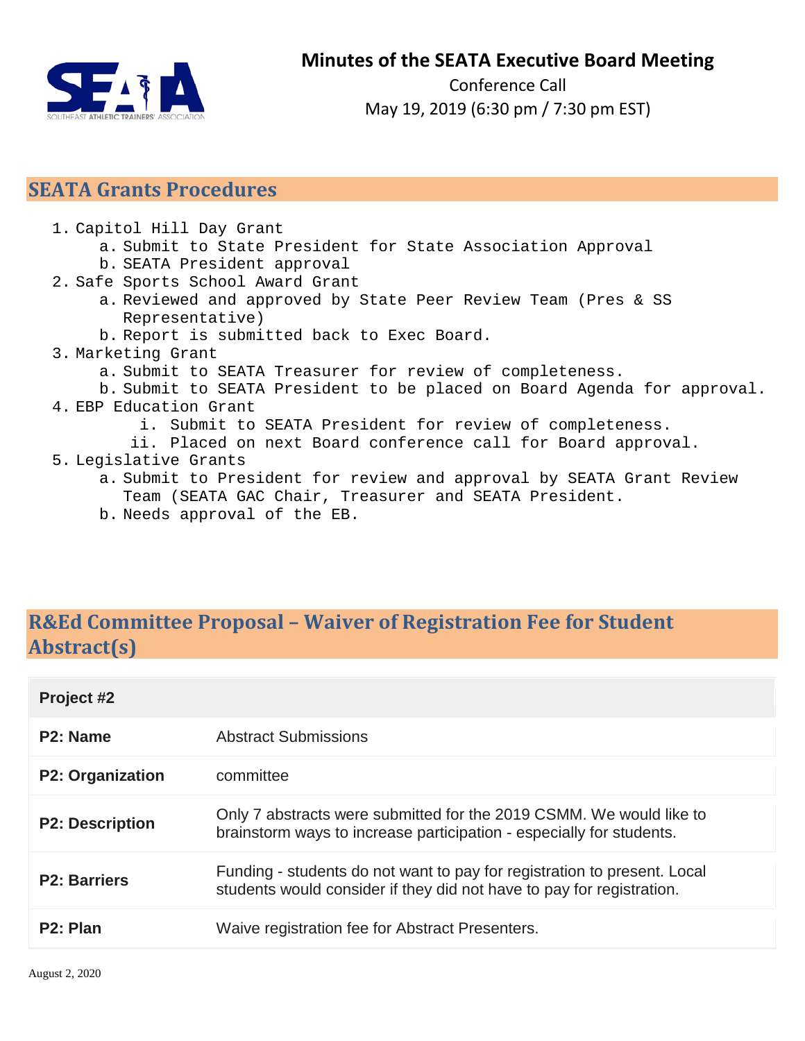# Minutes of the SEATA Executive Board Meeting

Conference Call

May 19, 2019 (6:30 pm / 7:30 pm EST)

## SEATA Grants Procedures

1. Capitol Hill Day Grant
   a. Submit to State President for State Association Approval
   b. SEATA President approval
2. Safe Sports School Award Grant
   a. Reviewed and approved by State Peer Review Team (Pres & SS Representative)
   b. Report is submitted back to Exec Board.
3. Marketing Grant
   a. Submit to SEATA Treasurer for review of completeness.
   b. Submit to SEATA President to be placed on Board Agenda for approval.
4. EBP Education Grant
   i. Submit to SEATA President for review of completeness.
   ii. Placed on next Board conference call for Board approval.
5. Legislative Grants
   a. Submit to President for review and approval by SEATA Grant Review Team (SEATA GAC Chair, Treasurer and SEATA President.
   b. Needs approval of the EB.

## R&Ed Committee Proposal – Waiver of Registration Fee for Student Abstract(s)

| **Project #2** | |
|---|---|
| **P2: Name** | Abstract Submissions |
| **P2: Organization** | committee |
| **P2: Description** | Only 7 abstracts were submitted for the 2019 CSMM. We would like to brainstorm ways to increase participation - especially for students. |
| **P2: Barriers** | Funding - students do not want to pay for registration to present. Local students would consider if they did not have to pay for registration. |
| **P2: Plan** | Waive registration fee for Abstract Presenters. |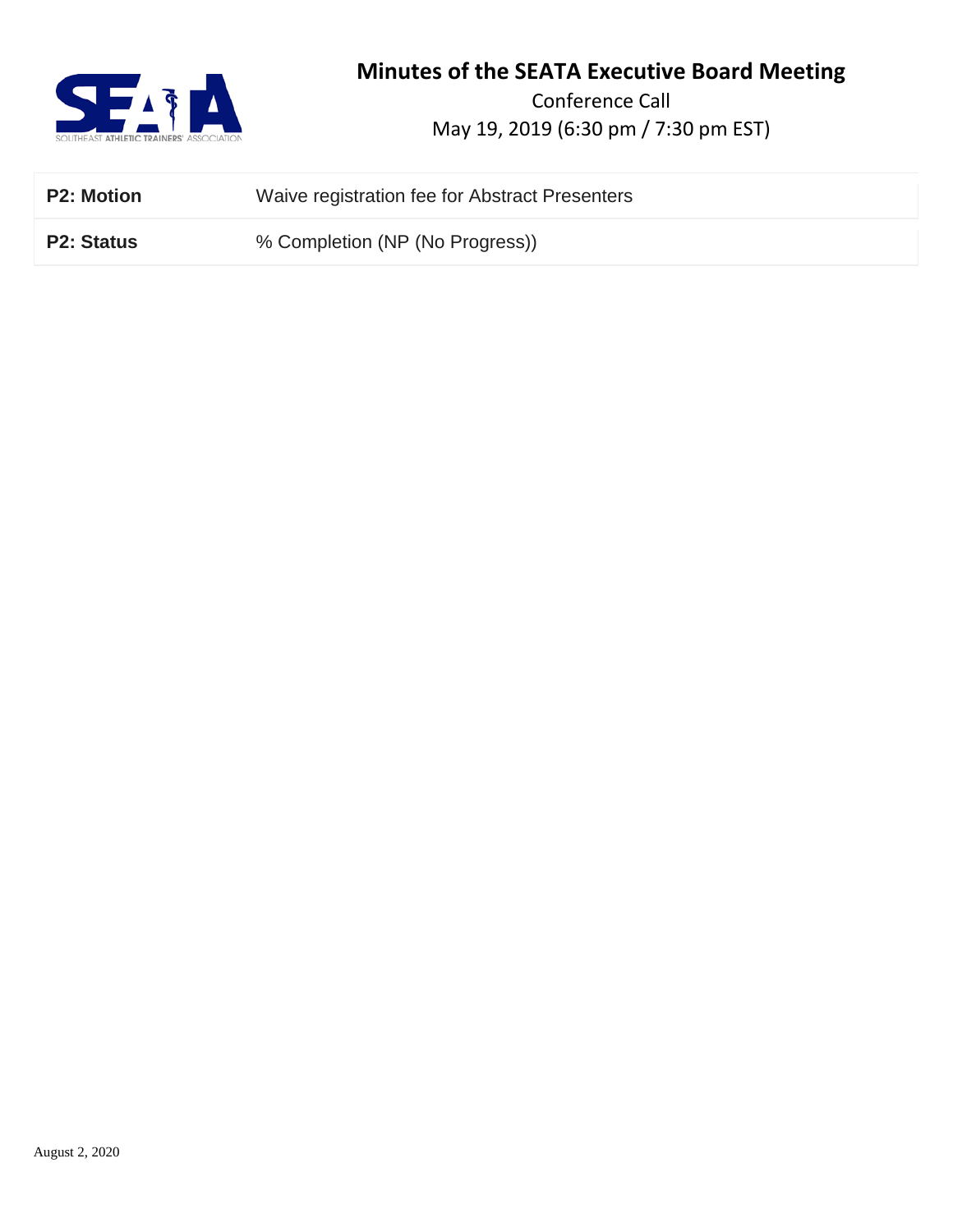# Minutes of the SEATA Executive Board Meeting

Conference Call

May 19, 2019 (6:30 pm / 7:30 pm EST)

| | |
|---|---|
| **P2: Motion** | Waive registration fee for Abstract Presenters |
| **P2: Status** | % Completion (NP (No Progress)) |

August 2, 2020